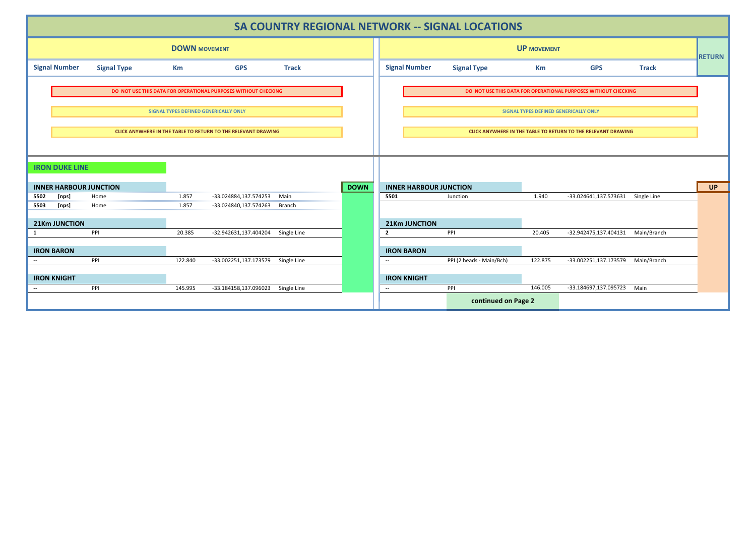# SA COUNTRY REGIONAL NETWORK -- SIGNAL LOCATIONS

**DO NOT USE THIS DATA FOR OPERATIONAL PURPOSES WITHOUT CHECKING**

**SIGNAL TYPES DEFINED GENERICALLY ONLY**

**CLICK ANYWHERE IN THE TABLE TO RETURN TO THE RELEVANT DRAWING**

## IRON DUKE LINE

### DOWN MOVEMENT

| Signal Number | Signal Type | Km | GPS | Track |
|---|---|---|---|---|
| **INNER HARBOUR JUNCTION** | | | | |
| **5502 [nps]** | Home | 1.857 | -33.024884,137.574253 | Main |
| **5503 [nps]** | Home | 1.857 | -33.024840,137.574263 | Branch |
| **21Km JUNCTION** | | | | |
| **1** | PPI | 20.385 | -32.942631,137.404204 | Single Line |
| **IRON BARON** | | | | |
| -- | PPI | 122.840 | -33.002251,137.173579 | Single Line |
| **IRON KNIGHT** | | | | |
| -- | PPI | 145.995 | -33.184158,137.096023 | Single Line |

### UP MOVEMENT

| Signal Number | Signal Type | Km | GPS | Track |
|---|---|---|---|---|
| **INNER HARBOUR JUNCTION** | | | | |
| **5501** | Junction | 1.940 | -33.024641,137.573631 | Single Line |
| **21Km JUNCTION** | | | | |
| **2** | PPI | 20.405 | -32.942475,137.404131 | Main/Branch |
| **IRON BARON** | | | | |
| -- | PPI (2 heads - Main/Bch) | 122.875 | -33.002251,137.173579 | Main/Branch |
| **IRON KNIGHT** | | | | |
| -- | PPI | 146.005 | -33.184697,137.095723 | Main |

**continued on Page 2**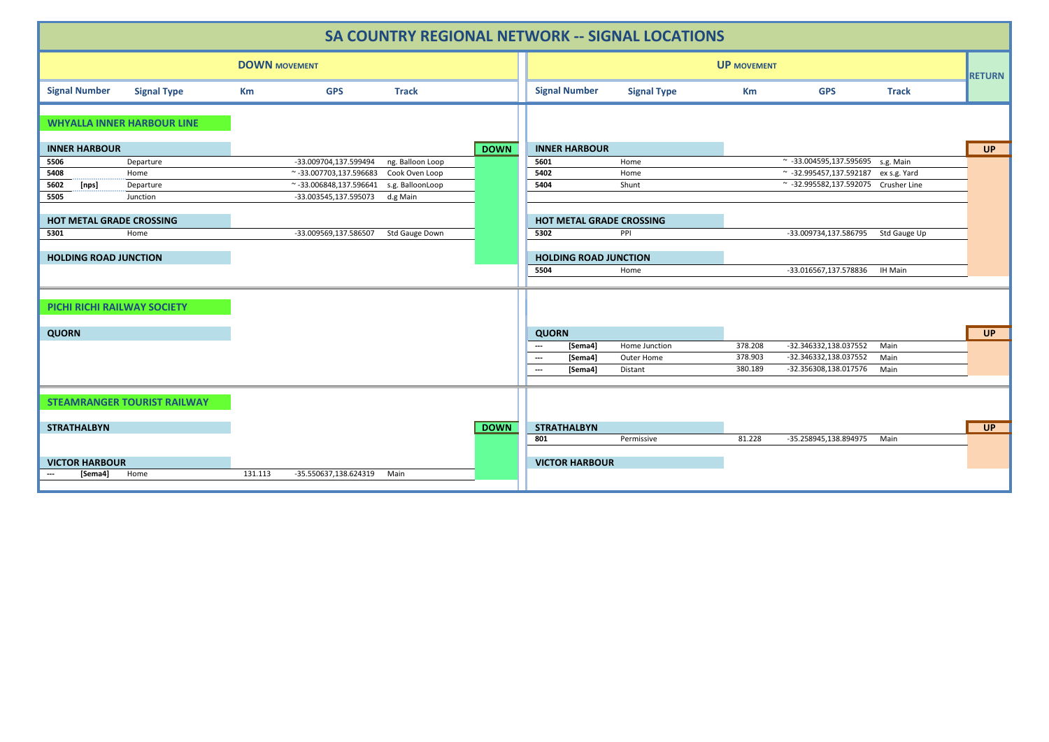# SA COUNTRY REGIONAL NETWORK -- SIGNAL LOCATIONS

## WHYALLA INNER HARBOUR LINE

### INNER HARBOUR

**DOWN MOVEMENT**

| Signal Number | Signal Type | Km | GPS | Track |
|---|---|---|---|---|
| 5506 | Departure | | -33.009704,137.599494 | ng. Balloon Loop |
| 5408 | Home | | ~ -33.007703,137.596683 | Cook Oven Loop |
| 5602 [nps] | Departure | | ~ -33.006848,137.596641 | s.g. BalloonLoop |
| 5505 | Junction | | -33.003545,137.595073 | d.g Main |

**UP MOVEMENT**

| Signal Number | Signal Type | Km | GPS | Track |
|---|---|---|---|---|
| 5601 | Home | | ~ -33.004595,137.595695 | s.g. Main |
| 5402 | Home | | ~ -32.995457,137.592187 | ex s.g. Yard |
| 5404 | Shunt | | ~ -32.995582,137.592075 | Crusher Line |

### HOT METAL GRADE CROSSING

**DOWN MOVEMENT**

| Signal Number | Signal Type | Km | GPS | Track |
|---|---|---|---|---|
| 5301 | Home | | -33.009569,137.586507 | Std Gauge Down |

**UP MOVEMENT**

| Signal Number | Signal Type | Km | GPS | Track |
|---|---|---|---|---|
| 5302 | PPI | | -33.009734,137.586795 | Std Gauge Up |

### HOLDING ROAD JUNCTION

**UP MOVEMENT**

| Signal Number | Signal Type | Km | GPS | Track |
|---|---|---|---|---|
| 5504 | Home | | -33.016567,137.578836 | IH Main |

## PICHI RICHI RAILWAY SOCIETY

### QUORN

**UP MOVEMENT**

| Signal Number | Signal Type | Km | GPS | Track |
|---|---|---|---|---|
| --- [Sema4] | Home Junction | 378.208 | -32.346332,138.037552 | Main |
| --- [Sema4] | Outer Home | 378.903 | -32.346332,138.037552 | Main |
| --- [Sema4] | Distant | 380.189 | -32.356308,138.017576 | Main |

## STEAMRANGER TOURIST RAILWAY

### STRATHALBYN

**UP MOVEMENT**

| Signal Number | Signal Type | Km | GPS | Track |
|---|---|---|---|---|
| 801 | Permissive | 81.228 | -35.258945,138.894975 | Main |

### VICTOR HARBOUR

**DOWN MOVEMENT**

| Signal Number | Signal Type | Km | GPS | Track |
|---|---|---|---|---|
| --- [Sema4] | Home | 131.113 | -35.550637,138.624319 | Main |